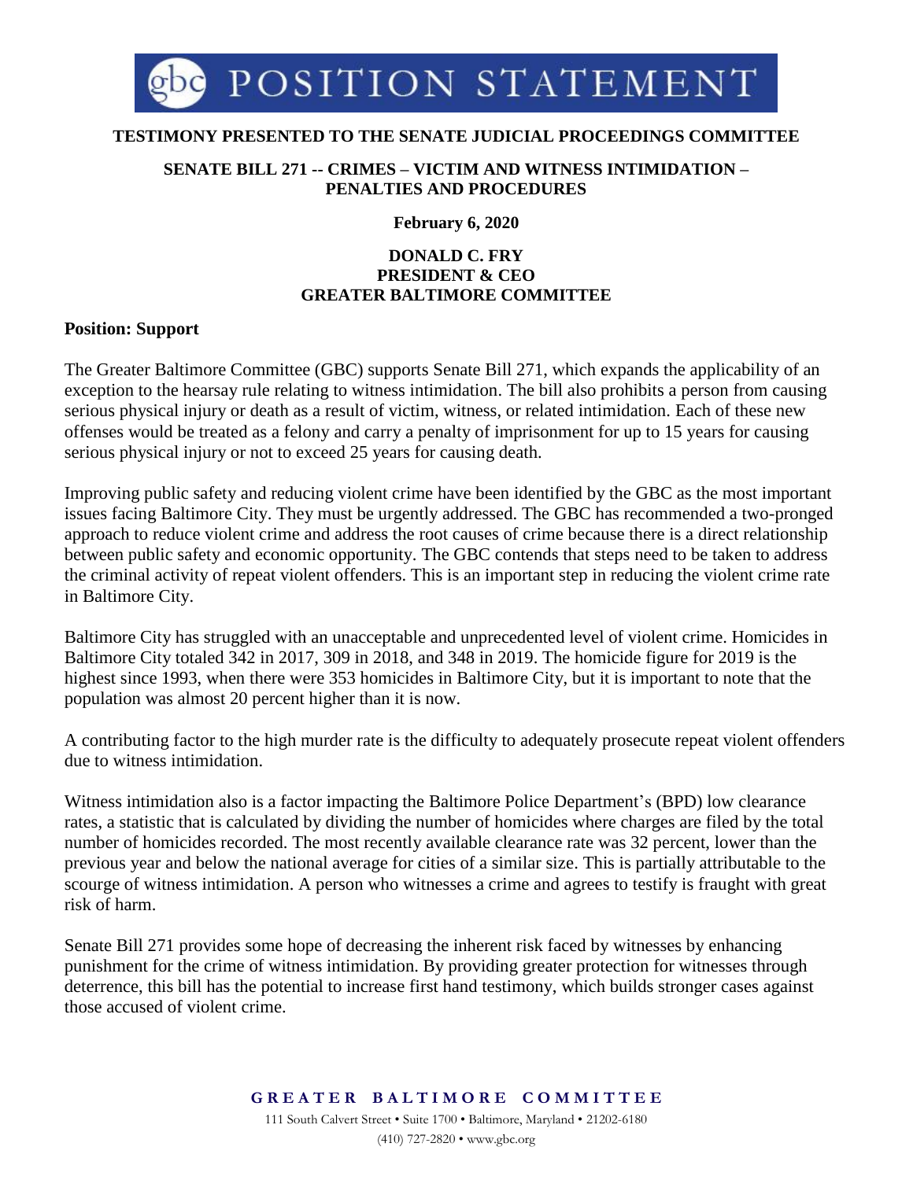# gbc POSITION STATEMENT

**TESTIMONY PRESENTED TO THE SENATE JUDICIAL PROCEEDINGS COMMITTEE**

**SENATE BILL 271 -- CRIMES – VICTIM AND WITNESS INTIMIDATION – PENALTIES AND PROCEDURES**

**February 6, 2020**

**DONALD C. FRY**
**PRESIDENT & CEO**
**GREATER BALTIMORE COMMITTEE**

**Position: Support**

The Greater Baltimore Committee (GBC) supports Senate Bill 271, which expands the applicability of an exception to the hearsay rule relating to witness intimidation. The bill also prohibits a person from causing serious physical injury or death as a result of victim, witness, or related intimidation. Each of these new offenses would be treated as a felony and carry a penalty of imprisonment for up to 15 years for causing serious physical injury or not to exceed 25 years for causing death.

Improving public safety and reducing violent crime have been identified by the GBC as the most important issues facing Baltimore City. They must be urgently addressed. The GBC has recommended a two-pronged approach to reduce violent crime and address the root causes of crime because there is a direct relationship between public safety and economic opportunity. The GBC contends that steps need to be taken to address the criminal activity of repeat violent offenders. This is an important step in reducing the violent crime rate in Baltimore City.

Baltimore City has struggled with an unacceptable and unprecedented level of violent crime. Homicides in Baltimore City totaled 342 in 2017, 309 in 2018, and 348 in 2019. The homicide figure for 2019 is the highest since 1993, when there were 353 homicides in Baltimore City, but it is important to note that the population was almost 20 percent higher than it is now.

A contributing factor to the high murder rate is the difficulty to adequately prosecute repeat violent offenders due to witness intimidation.

Witness intimidation also is a factor impacting the Baltimore Police Department's (BPD) low clearance rates, a statistic that is calculated by dividing the number of homicides where charges are filed by the total number of homicides recorded. The most recently available clearance rate was 32 percent, lower than the previous year and below the national average for cities of a similar size. This is partially attributable to the scourge of witness intimidation. A person who witnesses a crime and agrees to testify is fraught with great risk of harm.

Senate Bill 271 provides some hope of decreasing the inherent risk faced by witnesses by enhancing punishment for the crime of witness intimidation. By providing greater protection for witnesses through deterrence, this bill has the potential to increase first hand testimony, which builds stronger cases against those accused of violent crime.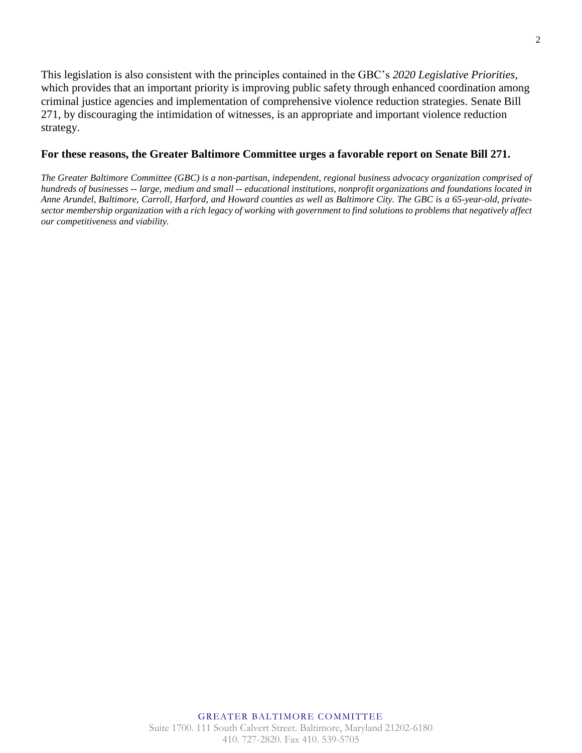This legislation is also consistent with the principles contained in the GBC's *2020 Legislative Priorities*, which provides that an important priority is improving public safety through enhanced coordination among criminal justice agencies and implementation of comprehensive violence reduction strategies. Senate Bill 271, by discouraging the intimidation of witnesses, is an appropriate and important violence reduction strategy.

**For these reasons, the Greater Baltimore Committee urges a favorable report on Senate Bill 271.**

***The Greater Baltimore Committee (GBC) is a non-partisan, independent, regional business advocacy organization comprised of hundreds of businesses -- large, medium and small -- educational institutions, nonprofit organizations and foundations located in Anne Arundel, Baltimore, Carroll, Harford, and Howard counties as well as Baltimore City. The GBC is a 65-year-old, private-sector membership organization with a rich legacy of working with government to find solutions to problems that negatively affect our competitiveness and viability.***

GREATER BALTIMORE COMMITTEE
Suite 1700. 111 South Calvert Street. Baltimore, Maryland 21202-6180
410. 727-2820. Fax 410. 539-5705